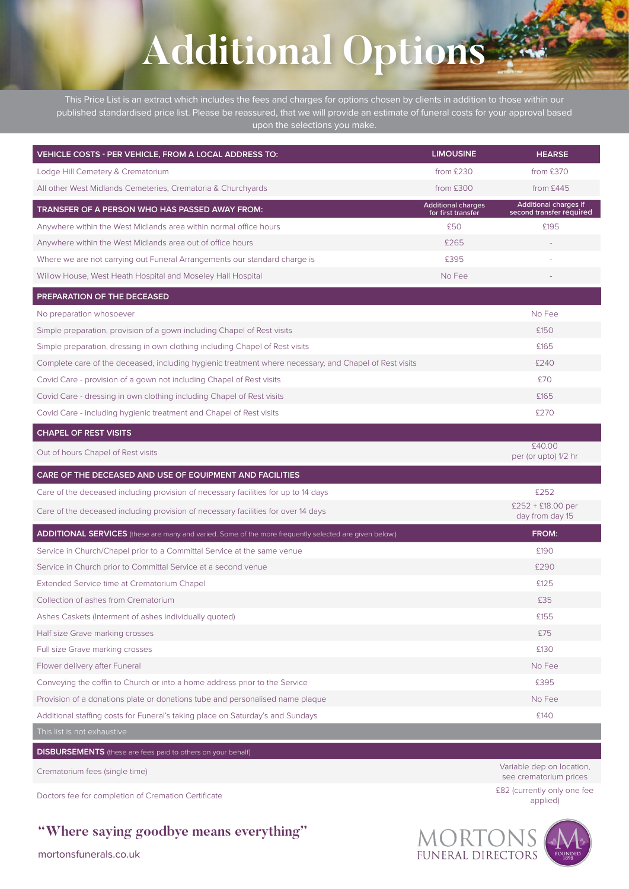# Additional Options

This Price List is an extract which includes the fees and charges for options chosen by clients in addition to those within our published standardised price list. Please be reassured, that we will provide an estimate of funeral costs for your approval based upon the selections you make.

| VEHICLE COSTS - PER VEHICLE, FROM A LOCAL ADDRESS TO: | LIMOUSINE | HEARSE |
|---|---|---|
| Lodge Hill Cemetery & Crematorium | from £230 | from £370 |
| All other West Midlands Cemeteries, Crematoria & Churchyards | from £300 | from £445 |
| **TRANSFER OF A PERSON WHO HAS PASSED AWAY FROM:** | **Additional charges for first transfer** | **Additional charges if second transfer required** |
| Anywhere within the West Midlands area within normal office hours | £50 | £195 |
| Anywhere within the West Midlands area out of office hours | £265 | - |
| Where we are not carrying out Funeral Arrangements our standard charge is | £395 | - |
| Willow House, West Heath Hospital and Moseley Hall Hospital | No Fee | - |
| **PREPARATION OF THE DECEASED** | | |
| No preparation whosoever | | No Fee |
| Simple preparation, provision of a gown including Chapel of Rest visits | | £150 |
| Simple preparation, dressing in own clothing including Chapel of Rest visits | | £165 |
| Complete care of the deceased, including hygienic treatment where necessary, and Chapel of Rest visits | | £240 |
| Covid Care - provision of a gown not including Chapel of Rest visits | | £70 |
| Covid Care - dressing in own clothing including Chapel of Rest visits | | £165 |
| Covid Care - including hygienic treatment and Chapel of Rest visits | | £270 |
| **CHAPEL OF REST VISITS** | | |
| Out of hours Chapel of Rest visits | | £40.00 per (or upto) 1/2 hr |
| **CARE OF THE DECEASED AND USE OF EQUIPMENT AND FACILITIES** | | |
| Care of the deceased including provision of necessary facilities for up to 14 days | | £252 |
| Care of the deceased including provision of necessary facilities for over 14 days | | £252 + £18.00 per day from day 15 |
| **ADDITIONAL SERVICES** (these are many and varied. Some of the more frequently selected are given below.) | | **FROM:** |
| Service in Church/Chapel prior to a Committal Service at the same venue | | £190 |
| Service in Church prior to Committal Service at a second venue | | £290 |
| Extended Service time at Crematorium Chapel | | £125 |
| Collection of ashes from Crematorium | | £35 |
| Ashes Caskets (Interment of ashes individually quoted) | | £155 |
| Half size Grave marking crosses | | £75 |
| Full size Grave marking crosses | | £130 |
| Flower delivery after Funeral | | No Fee |
| Conveying the coffin to Church or into a home address prior to the Service | | £395 |
| Provision of a donations plate or donations tube and personalised name plaque | | No Fee |
| Additional staffing costs for Funeral's taking place on Saturday's and Sundays | | £140 |
| This list is not exhaustive | | |
| **DISBURSEMENTS** (these are fees paid to others on your behalf) | | |
| Crematorium fees (single time) | | Variable dep on location, see crematorium prices |
| Doctors fee for completion of Cremation Certificate | | £82 (currently only one fee applied) |

**"Where saying goodbye means everything"**

mortonsfunerals.co.uk

MORTONS FUNERAL DIRECTORS — FOUNDED 1898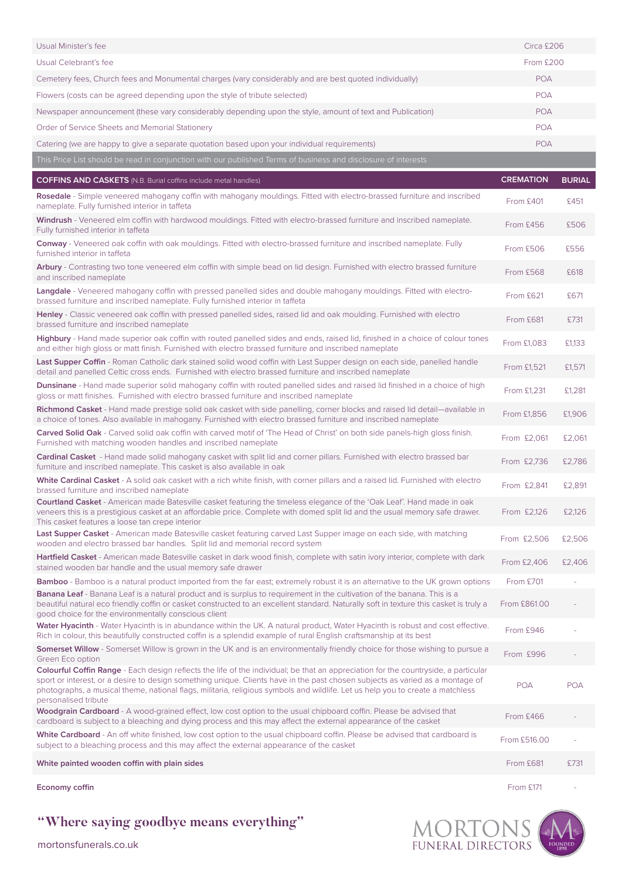| | |
|---|---|
| Usual Minister's fee | Circa £206 |
| Usual Celebrant's fee | From £200 |
| Cemetery fees, Church fees and Monumental charges (vary considerably and are best quoted individually) | POA |
| Flowers (costs can be agreed depending upon the style of tribute selected) | POA |
| Newspaper announcement (these vary considerably depending upon the style, amount of text and Publication) | POA |
| Order of Service Sheets and Memorial Stationery | POA |
| Catering (we are happy to give a separate quotation based upon your individual requirements) | POA |

This Price List should be read in conjunction with our published Terms of business and disclosure of interests

| **COFFINS AND CASKETS** (N.B. Burial coffins include metal handles) | **CREMATION** | **BURIAL** |
|---|---|---|
| **Rosedale** - Simple veneered mahogany coffin with mahogany mouldings. Fitted with electro-brassed furniture and inscribed nameplate. Fully furnished interior in taffeta | From £401 | £451 |
| **Windrush** - Veneered elm coffin with hardwood mouldings. Fitted with electro-brassed furniture and inscribed nameplate. Fully furnished interior in taffeta | From £456 | £506 |
| **Conway** - Veneered oak coffin with oak mouldings. Fitted with electro-brassed furniture and inscribed nameplate. Fully furnished interior in taffeta | From £506 | £556 |
| **Arbury** - Contrasting two tone veneered elm coffin with simple bead on lid design. Furnished with electro brassed furniture and inscribed nameplate | From £568 | £618 |
| **Langdale** - Veneered mahogany coffin with pressed panelled sides and double mahogany mouldings. Fitted with electro-brassed furniture and inscribed nameplate. Fully furnished interior in taffeta | From £621 | £671 |
| **Henley** - Classic veneered oak coffin with pressed panelled sides, raised lid and oak moulding. Furnished with electro brassed furniture and inscribed nameplate | From £681 | £731 |
| **Highbury** - Hand made superior oak coffin with routed panelled sides and ends, raised lid, finished in a choice of colour tones and either high gloss or matt finish. Furnished with electro brassed furniture and inscribed nameplate | From £1,083 | £1,133 |
| **Last Supper Coffin** - Roman Catholic dark stained solid wood coffin with Last Supper design on each side, panelled handle detail and panelled Celtic cross ends. Furnished with electro brassed furniture and inscribed nameplate | From £1,521 | £1,571 |
| **Dunsinane** - Hand made superior solid mahogany coffin with routed panelled sides and raised lid finished in a choice of high gloss or matt finishes. Furnished with electro brassed furniture and inscribed nameplate | From £1,231 | £1,281 |
| **Richmond Casket** - Hand made prestige solid oak casket with side panelling, corner blocks and raised lid detail—available in a choice of tones. Also available in mahogany. Furnished with electro brassed furniture and inscribed nameplate | From £1,856 | £1,906 |
| **Carved Solid Oak** - Carved solid oak coffin with carved motif of 'The Head of Christ' on both side panels-high gloss finish. Furnished with matching wooden handles and inscribed nameplate | From £2,061 | £2,061 |
| **Cardinal Casket** - Hand made solid mahogany casket with split lid and corner pillars. Furnished with electro brassed bar furniture and inscribed nameplate. This casket is also available in oak | From £2,736 | £2,786 |
| **White Cardinal Casket** - A solid oak casket with a rich white finish, with corner pillars and a raised lid. Furnished with electro brassed furniture and inscribed nameplate | From £2,841 | £2,891 |
| **Courtland Casket** - American made Batesville casket featuring the timeless elegance of the 'Oak Leaf'. Hand made in oak veneers this is a prestigious casket at an affordable price. Complete with domed split lid and the usual memory safe drawer. This casket features a loose tan crepe interior | From £2,126 | £2,126 |
| **Last Supper Casket** - American made Batesville casket featuring carved Last Supper image on each side, with matching wooden and electro brassed bar handles. Split lid and memorial record system | From £2,506 | £2,506 |
| **Hartfield Casket** - American made Batesville casket in dark wood finish, complete with satin ivory interior, complete with dark stained wooden bar handle and the usual memory safe drawer | From £2,406 | £2,406 |
| **Bamboo** - Bamboo is a natural product imported from the far east; extremely robust it is an alternative to the UK grown options | From £701 | - |
| **Banana Leaf** - Banana Leaf is a natural product and is surplus to requirement in the cultivation of the banana. This is a beautiful natural eco friendly coffin or casket constructed to an excellent standard. Naturally soft in texture this casket is truly a good choice for the environmentally conscious client | From £861.00 | - |
| **Water Hyacinth** - Water Hyacinth is in abundance within the UK. A natural product, Water Hyacinth is robust and cost effective. Rich in colour, this beautifully constructed coffin is a splendid example of rural English craftsmanship at its best | From £946 | - |
| **Somerset Willow** - Somerset Willow is grown in the UK and is an environmentally friendly choice for those wishing to pursue a Green Eco option | From £996 | - |
| **Colourful Coffin Range** - Each design reflects the life of the individual; be that an appreciation for the countryside, a particular sport or interest, or a desire to design something unique. Clients have in the past chosen subjects as varied as a montage of photographs, a musical theme, national flags, militaria, religious symbols and wildlife. Let us help you to create a matchless personalised tribute | POA | POA |
| **Woodgrain Cardboard** - A wood-grained effect, low cost option to the usual chipboard coffin. Please be advised that cardboard is subject to a bleaching and dying process and this may affect the external appearance of the casket | From £466 | - |
| **White Cardboard** - An off white finished, low cost option to the usual chipboard coffin. Please be advised that cardboard is subject to a bleaching process and this may affect the external appearance of the casket | From £516.00 | - |
| **White painted wooden coffin with plain sides** | From £681 | £731 |
| **Economy coffin** | From £171 | - |

**"Where saying goodbye means everything"**

mortonsfunerals.co.uk

MORTONS FUNERAL DIRECTORS

FOUNDED 1898